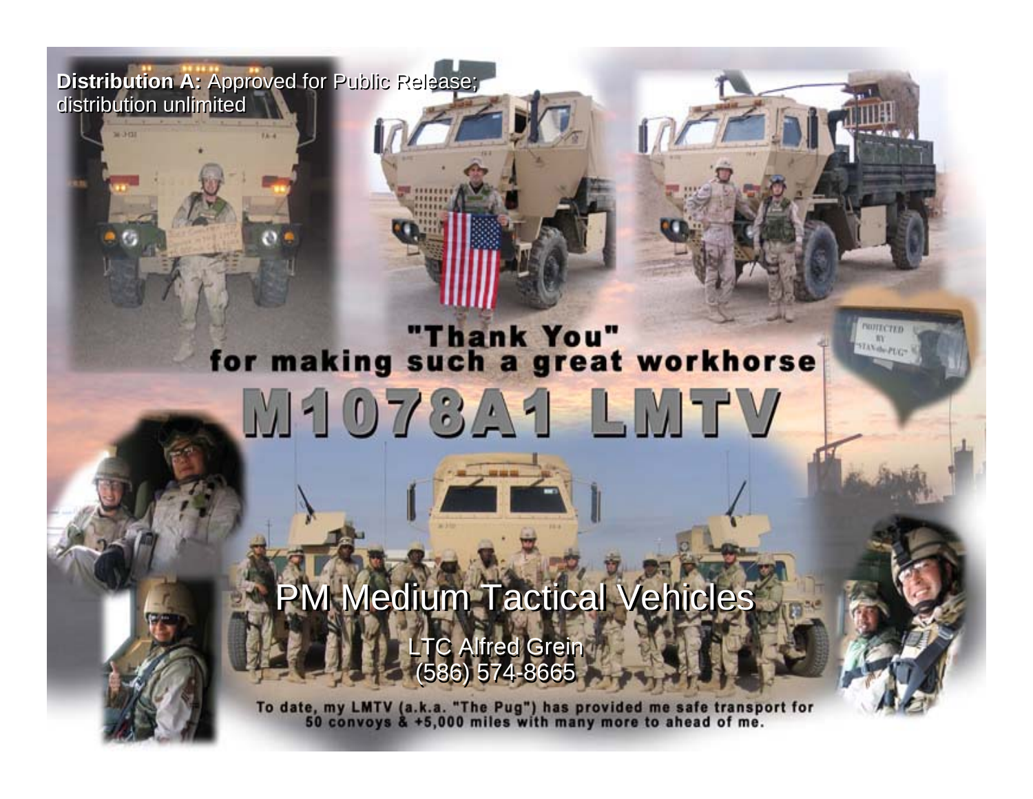**Distribution A:** Approved for Public Release; distribution unlimited

"Thank You"
for making such a great workhorse

# M1078A1 LMTV

## PM Medium Tactical Vehicles

LTC Alfred Grein
(586) 574-8665

To date, my LMTV (a.k.a. "The Pug") has provided me safe transport for 50 convoys & +5,000 miles with many more to ahead of me.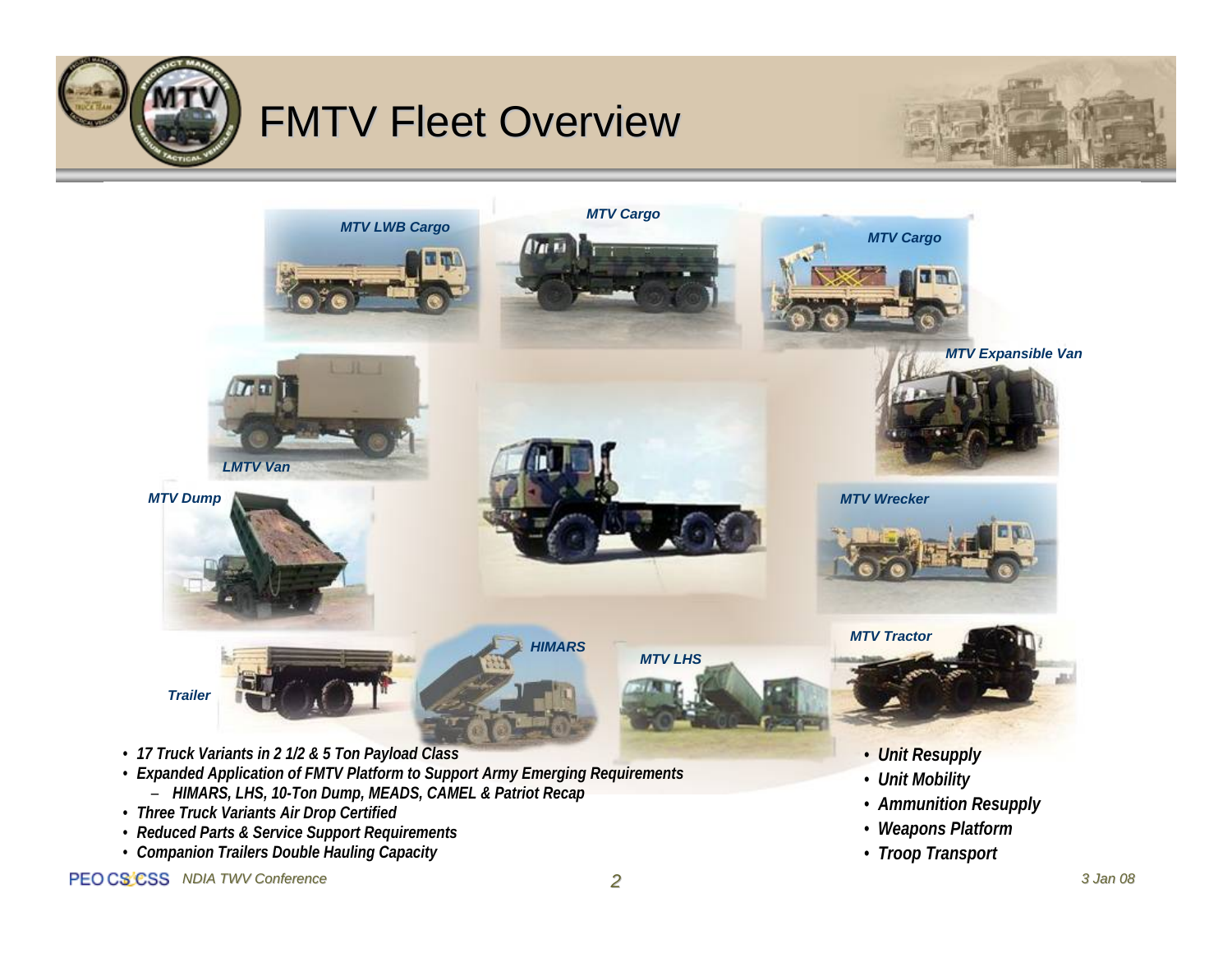# FMTV Fleet Overview

MTV LWB Cargo

MTV Cargo

MTV Cargo

MTV Expansible Van

LMTV Van

MTV Dump

MTV Wrecker

MTV Tractor

HIMARS

MTV LHS

Trailer

- *17 Truck Variants in 2 1/2 & 5 Ton Payload Class*
- *Expanded Application of FMTV Platform to Support Army Emerging Requirements*
  - *HIMARS, LHS, 10-Ton Dump, MEADS, CAMEL & Patriot Recap*
- *Three Truck Variants Air Drop Certified*
- *Reduced Parts & Service Support Requirements*
- *Companion Trailers Double Hauling Capacity*

- *Unit Resupply*
- *Unit Mobility*
- *Ammunition Resupply*
- *Weapons Platform*
- *Troop Transport*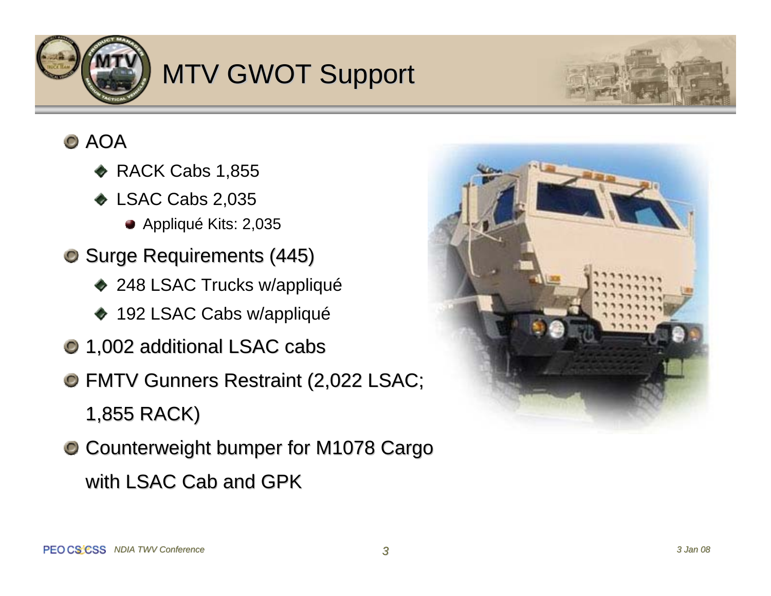# MTV GWOT Support

- AOA
  - RACK Cabs 1,855
  - LSAC Cabs 2,035
    - Appliqué Kits: 2,035
- Surge Requirements (445)
  - 248 LSAC Trucks w/appliqué
  - 192 LSAC Cabs w/appliqué
- 1,002 additional LSAC cabs
- FMTV Gunners Restraint (2,022 LSAC; 1,855 RACK)
- Counterweight bumper for M1078 Cargo with LSAC Cab and GPK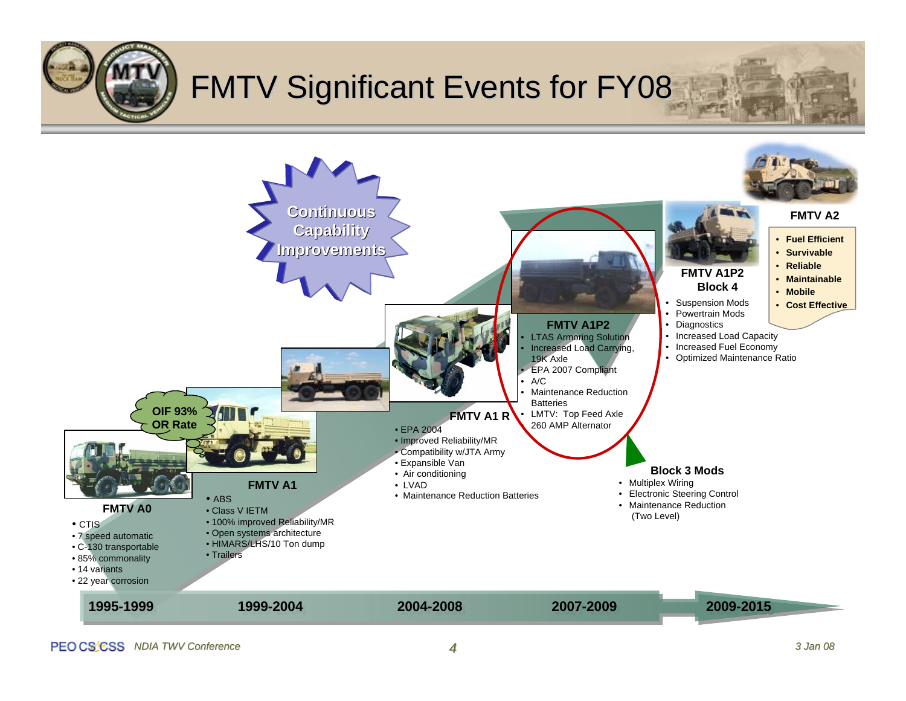# FMTV Significant Events for FY08

**Continuous Capability Improvements**

**OIF 93% OR Rate**

**FMTV A0** (1995-1999)

- CTIS
- 7 speed automatic
- C-130 transportable
- 85% commonality
- 14 variants
- 22 year corrosion

**FMTV A1** (1999-2004)

- ABS
- Class V IETM
- 100% improved Reliability/MR
- Open systems architecture
- HIMARS/LHS/10 Ton dump
- Trailers

**FMTV A1 R** (2004-2008)

- EPA 2004
- Improved Reliability/MR
- Compatibility w/JTA Army
- Expansible Van
- Air conditioning
- LVAD
- Maintenance Reduction Batteries

**FMTV A1P2** (2007-2009)

- LTAS Armoring Solution
- Increased Load Carrying, 19K Axle
- EPA 2007 Compliant
- A/C
- Maintenance Reduction Batteries
- LMTV: Top Feed Axle 260 AMP Alternator

**Block 3 Mods**

- Multiplex Wiring
- Electronic Steering Control
- Maintenance Reduction (Two Level)

**FMTV A1P2 Block 4** (2009-2015)

- Suspension Mods
- Powertrain Mods
- Diagnostics
- Increased Load Capacity
- Increased Fuel Economy
- Optimized Maintenance Ratio

**FMTV A2**

- **Fuel Efficient**
- **Survivable**
- **Reliable**
- **Maintainable**
- **Mobile**
- **Cost Effective**

1995-1999 | 1999-2004 | 2004-2008 | 2007-2009 | 2009-2015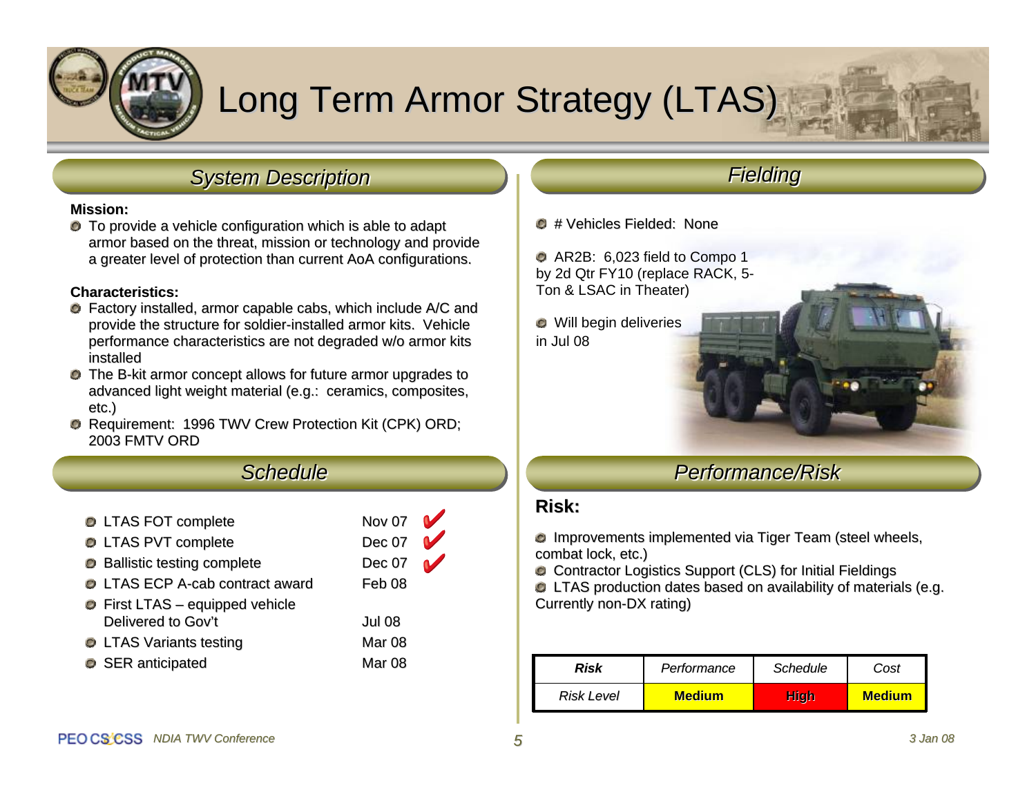# Long Term Armor Strategy (LTAS)

## System Description

**Mission:**

- To provide a vehicle configuration which is able to adapt armor based on the threat, mission or technology and provide a greater level of protection than current AoA configurations.

**Characteristics:**

- Factory installed, armor capable cabs, which include A/C and provide the structure for soldier-installed armor kits. Vehicle performance characteristics are not degraded w/o armor kits installed
- The B-kit armor concept allows for future armor upgrades to advanced light weight material (e.g.: ceramics, composites, etc.)
- Requirement: 1996 TWV Crew Protection Kit (CPK) ORD; 2003 FMTV ORD

## Fielding

- # Vehicles Fielded: None
- AR2B: 6,023 field to Compo 1 by 2d Qtr FY10 (replace RACK, 5-Ton & LSAC in Theater)
- Will begin deliveries in Jul 08

## Schedule

| Event | Date | Status |
|---|---|---|
| LTAS FOT complete | Nov 07 | ✔ |
| LTAS PVT complete | Dec 07 | ✔ |
| Ballistic testing complete | Dec 07 | ✔ |
| LTAS ECP A-cab contract award | Feb 08 | |
| First LTAS – equipped vehicle Delivered to Gov't | Jul 08 | |
| LTAS Variants testing | Mar 08 | |
| SER anticipated | Mar 08 | |

## Performance/Risk

**Risk:**

- Improvements implemented via Tiger Team (steel wheels, combat lock, etc.)
- Contractor Logistics Support (CLS) for Initial Fieldings
- LTAS production dates based on availability of materials (e.g. Currently non-DX rating)

| ***Risk*** | *Performance* | *Schedule* | *Cost* |
|---|---|---|---|
| *Risk Level* | **Medium** | **High** | **Medium** |

PEO CS&CSS *NDIA TWV Conference*

*3 Jan 08*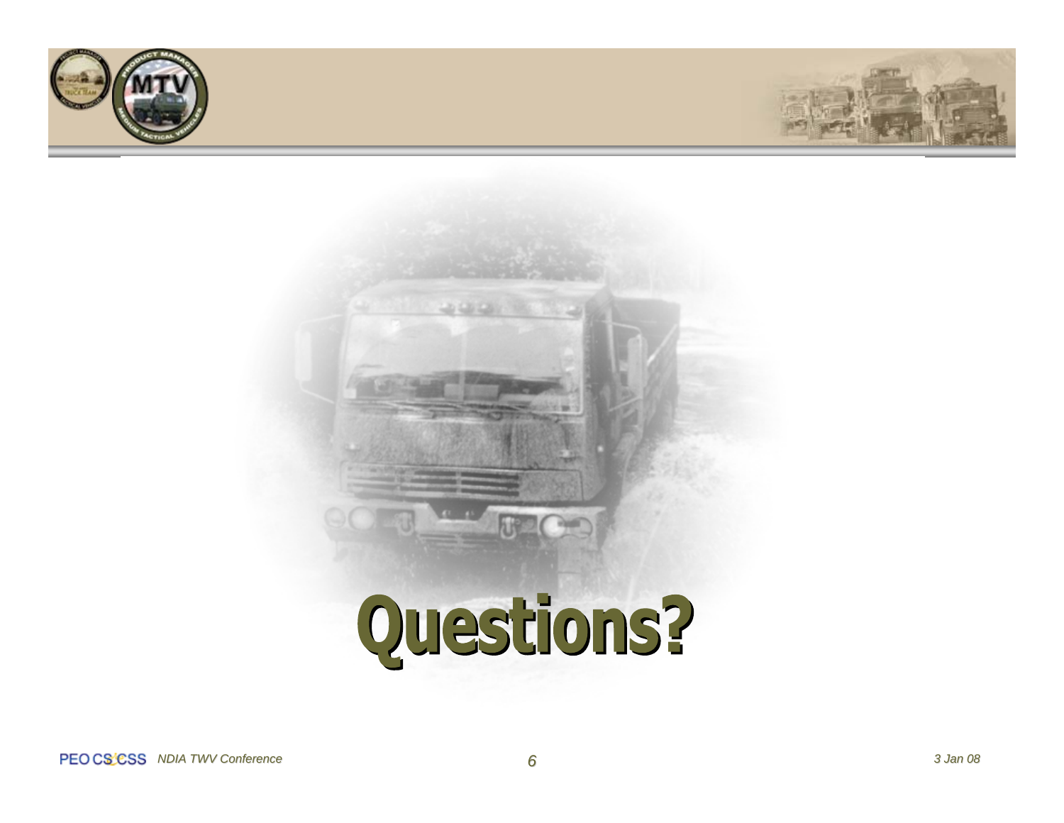# Questions?